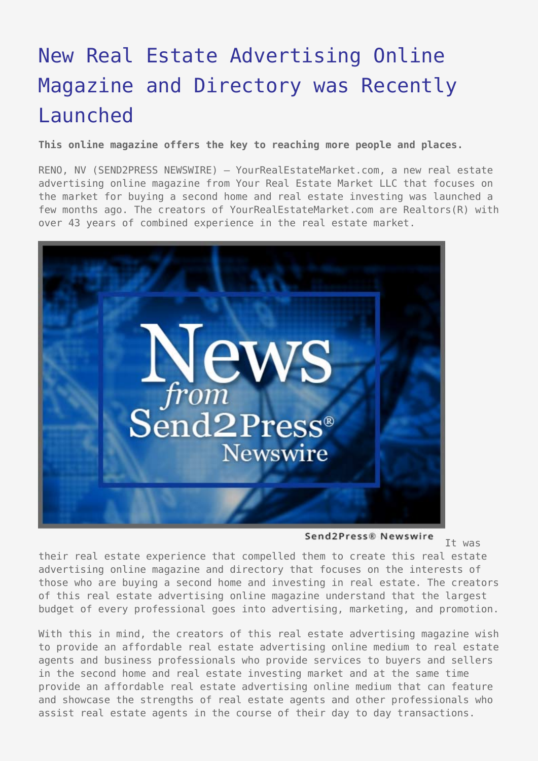# New Real Estate Advertising Online Magazine and Directory was Recently Launched

**This online magazine offers the key to reaching more people and places.**

RENO, NV (SEND2PRESS NEWSWIRE) — YourRealEstateMarket.com, a new real estate advertising online magazine from Your Real Estate Market LLC that focuses on the market for buying a second home and real estate investing was launched a few months ago. The creators of YourRealEstateMarket.com are Realtors(R) with over 43 years of combined experience in the real estate market.

Send2Press® Newswire

It was their real estate experience that compelled them to create this real estate advertising online magazine and directory that focuses on the interests of those who are buying a second home and investing in real estate. The creators of this real estate advertising online magazine understand that the largest budget of every professional goes into advertising, marketing, and promotion.

With this in mind, the creators of this real estate advertising magazine wish to provide an affordable real estate advertising online medium to real estate agents and business professionals who provide services to buyers and sellers in the second home and real estate investing market and at the same time provide an affordable real estate advertising online medium that can feature and showcase the strengths of real estate agents and other professionals who assist real estate agents in the course of their day to day transactions.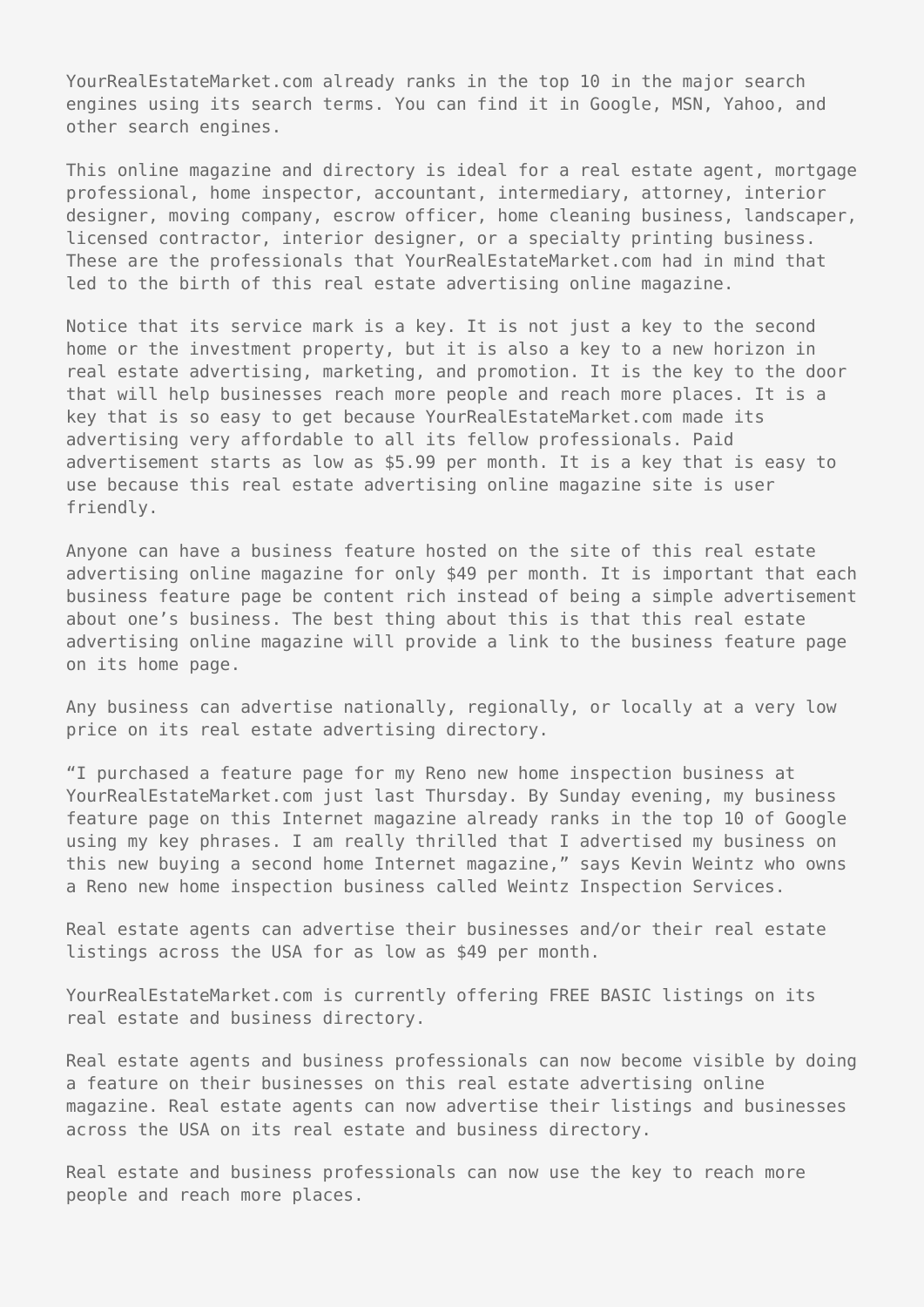YourRealEstateMarket.com already ranks in the top 10 in the major search engines using its search terms. You can find it in Google, MSN, Yahoo, and other search engines.

This online magazine and directory is ideal for a real estate agent, mortgage professional, home inspector, accountant, intermediary, attorney, interior designer, moving company, escrow officer, home cleaning business, landscaper, licensed contractor, interior designer, or a specialty printing business. These are the professionals that YourRealEstateMarket.com had in mind that led to the birth of this real estate advertising online magazine.

Notice that its service mark is a key. It is not just a key to the second home or the investment property, but it is also a key to a new horizon in real estate advertising, marketing, and promotion. It is the key to the door that will help businesses reach more people and reach more places. It is a key that is so easy to get because YourRealEstateMarket.com made its advertising very affordable to all its fellow professionals. Paid advertisement starts as low as $5.99 per month. It is a key that is easy to use because this real estate advertising online magazine site is user friendly.

Anyone can have a business feature hosted on the site of this real estate advertising online magazine for only $49 per month. It is important that each business feature page be content rich instead of being a simple advertisement about one's business. The best thing about this is that this real estate advertising online magazine will provide a link to the business feature page on its home page.

Any business can advertise nationally, regionally, or locally at a very low price on its real estate advertising directory.

"I purchased a feature page for my Reno new home inspection business at YourRealEstateMarket.com just last Thursday. By Sunday evening, my business feature page on this Internet magazine already ranks in the top 10 of Google using my key phrases. I am really thrilled that I advertised my business on this new buying a second home Internet magazine," says Kevin Weintz who owns a Reno new home inspection business called Weintz Inspection Services.

Real estate agents can advertise their businesses and/or their real estate listings across the USA for as low as $49 per month.

YourRealEstateMarket.com is currently offering FREE BASIC listings on its real estate and business directory.

Real estate agents and business professionals can now become visible by doing a feature on their businesses on this real estate advertising online magazine. Real estate agents can now advertise their listings and businesses across the USA on its real estate and business directory.

Real estate and business professionals can now use the key to reach more people and reach more places.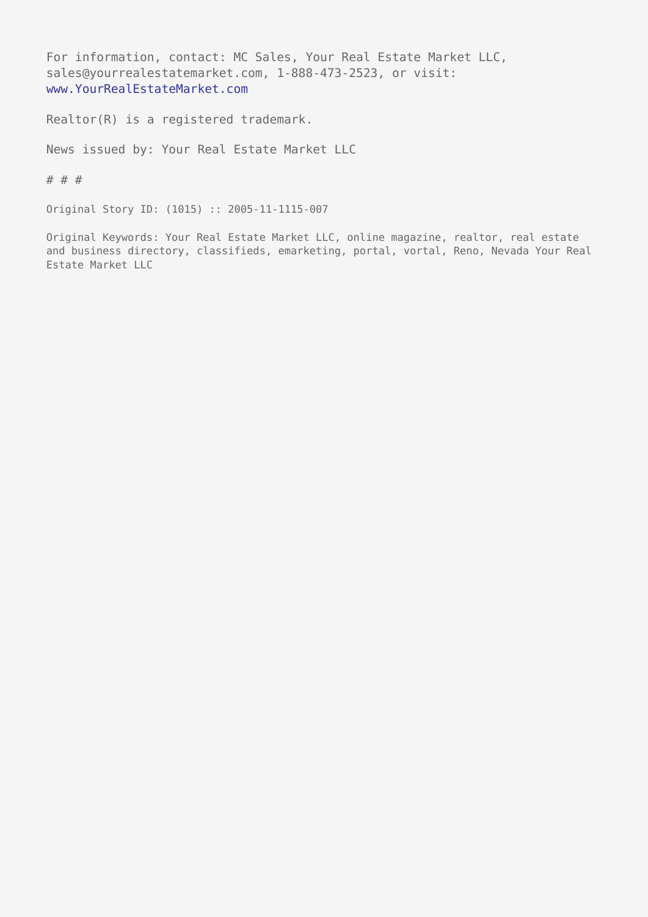For information, contact: MC Sales, Your Real Estate Market LLC, sales@yourrealestatemarket.com, 1-888-473-2523, or visit: www.YourRealEstateMarket.com

Realtor(R) is a registered trademark.

News issued by: Your Real Estate Market LLC

# # #

Original Story ID: (1015) :: 2005-11-1115-007

Original Keywords: Your Real Estate Market LLC, online magazine, realtor, real estate and business directory, classifieds, emarketing, portal, vortal, Reno, Nevada Your Real Estate Market LLC